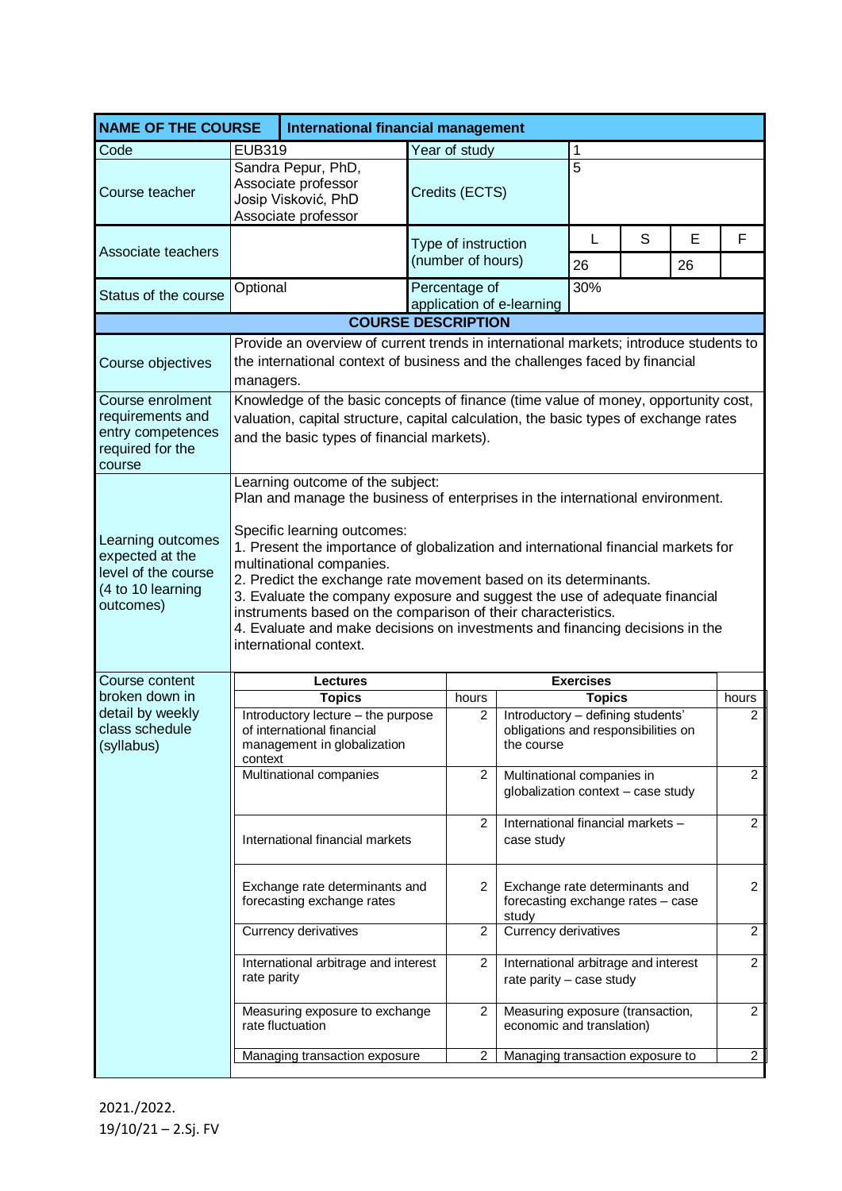| NAME OF THE COURSE | International financial management | | | | | | |
|---|---|---|---|---|---|---|---|
| Code | EUB319 | Year of study | 1 | | | | |
| Course teacher | Sandra Pepur, PhD, Associate professor<br>Josip Visković, PhD Associate professor | Credits (ECTS) | 5 | | | | |
| Associate teachers | | Type of instruction (number of hours) | L | S | E | F | |
| | | | 26 | | 26 | | |
| Status of the course | Optional | Percentage of application of e-learning | 30% | | | | |

**COURSE DESCRIPTION**

| | |
|---|---|
| Course objectives | Provide an overview of current trends in international markets; introduce students to the international context of business and the challenges faced by financial managers. |
| Course enrolment requirements and entry competences required for the course | Knowledge of the basic concepts of finance (time value of money, opportunity cost, valuation, capital structure, capital calculation, the basic types of exchange rates and the basic types of financial markets). |
| Learning outcomes expected at the level of the course (4 to 10 learning outcomes) | Learning outcome of the subject:<br>Plan and manage the business of enterprises in the international environment.<br><br>Specific learning outcomes:<br>1. Present the importance of globalization and international financial markets for multinational companies.<br>2. Predict the exchange rate movement based on its determinants.<br>3. Evaluate the company exposure and suggest the use of adequate financial instruments based on the comparison of their characteristics.<br>4. Evaluate and make decisions on investments and financing decisions in the international context. |

Course content broken down in detail by weekly class schedule (syllabus)

| Lectures | | Exercises | |
|---|---|---|---|
| Topics | hours | Topics | hours |
| Introductory lecture – the purpose of international financial management in globalization context | 2 | Introductory – defining students' obligations and responsibilities on the course | 2 |
| Multinational companies | 2 | Multinational companies in globalization context – case study | 2 |
| International financial markets | 2 | International financial markets – case study | 2 |
| Exchange rate determinants and forecasting exchange rates | 2 | Exchange rate determinants and forecasting exchange rates – case study | 2 |
| Currency derivatives | 2 | Currency derivatives | 2 |
| International arbitrage and interest rate parity | 2 | International arbitrage and interest rate parity – case study | 2 |
| Measuring exposure to exchange rate fluctuation | 2 | Measuring exposure (transaction, economic and translation) | 2 |
| Managing transaction exposure | 2 | Managing transaction exposure to | 2 |

2021./2022.
19/10/21 – 2.Sj. FV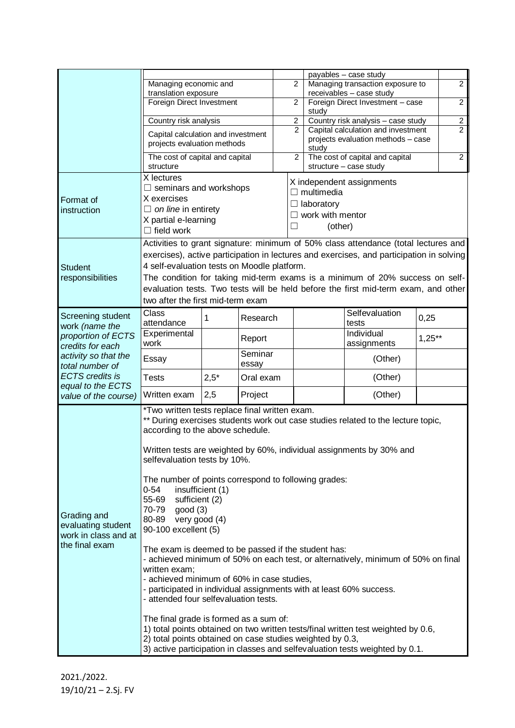| | | | | |
|---|---|---|---|---|
| | | | payables – case study | |
| | Managing economic and translation exposure | 2 | Managing transaction exposure to receivables – case study | 2 |
| | Foreign Direct Investment | 2 | Foreign Direct Investment – case study | 2 |
| | Country risk analysis | 2 | Country risk analysis – case study | 2 |
| | Capital calculation and investment projects evaluation methods | 2 | Capital calculation and investment projects evaluation methods – case study | 2 |
| | The cost of capital and capital structure | 2 | The cost of capital and capital structure – case study | 2 |

| | | |
|---|---|---|
| Format of instruction | X lectures<br>☐ seminars and workshops<br>X exercises<br>☐ *on line* in entirety<br>X partial e-learning<br>☐ field work | X independent assignments<br>☐ multimedia<br>☐ laboratory<br>☐ work with mentor<br>☐ (other) |
| Student responsibilities | Activities to grant signature: minimum of 50% class attendance (total lectures and exercises), active participation in lectures and exercises, and participation in solving 4 self-evaluation tests on Moodle platform.<br>The condition for taking mid-term exams is a minimum of 20% success on self-evaluation tests. Two tests will be held before the first mid-term exam, and other two after the first mid-term exam | |

| Screening student work *(name the proportion of ECTS credits for each activity so that the total number of ECTS credits is equal to the ECTS value of the course)* | | | | | | |
|---|---|---|---|---|---|---|
| | Class attendance | 1 | Research | | Selfevaluation tests | 0,25 |
| | Experimental work | | Report | | Individual assignments | 1,25** |
| | Essay | | Seminar essay | | (Other) | |
| | Tests | 2,5* | Oral exam | | (Other) | |
| | Written exam | 2,5 | Project | | (Other) | |

**Grading and evaluating student work in class and at the final exam**

*Two written tests replace final written exam.
** During exercises students work out case studies related to the lecture topic, according to the above schedule.

Written tests are weighted by 60%, individual assignments by 30% and selfevaluation tests by 10%.

The number of points correspond to following grades:
0-54 insufficient (1)
55-69 sufficient (2)
70-79 good (3)
80-89 very good (4)
90-100 excellent (5)

The exam is deemed to be passed if the student has:
- achieved minimum of 50% on each test, or alternatively, minimum of 50% on final written exam;
- achieved minimum of 60% in case studies,
- participated in individual assignments with at least 60% success.
- attended four selfevaluation tests.

The final grade is formed as a sum of:
1) total points obtained on two written tests/final written test weighted by 0.6,
2) total points obtained on case studies weighted by 0.3,
3) active participation in classes and selfevaluation tests weighted by 0.1.

2021./2022.
19/10/21 – 2.Sj. FV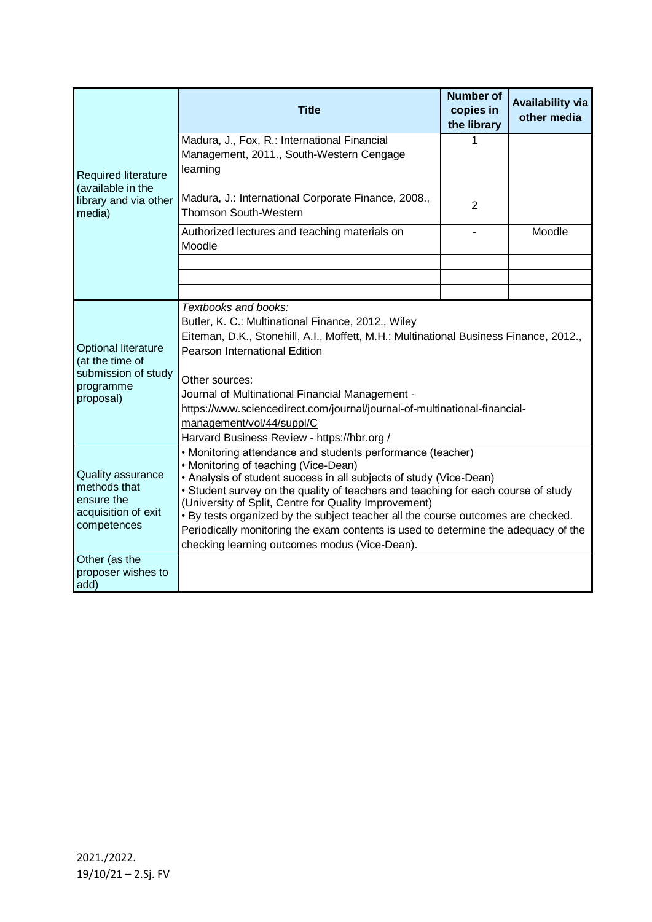| | Title | Number of copies in the library | Availability via other media |
|---|---|---|---|
| Required literature (available in the library and via other media) | Madura, J., Fox, R.: International Financial Management, 2011., South-Western Cengage learning | 1 | |
| | Madura, J.: International Corporate Finance, 2008., Thomson South-Western | 2 | |
| | Authorized lectures and teaching materials on Moodle | - | Moodle |
| | | | |
| | | | |
| | | | |
| Optional literature (at the time of submission of study programme proposal) | *Textbooks and books:*<br>Butler, K. C.: Multinational Finance, 2012., Wiley<br>Eiteman, D.K., Stonehill, A.I., Moffett, M.H.: Multinational Business Finance, 2012., Pearson International Edition<br><br>Other sources:<br>Journal of Multinational Financial Management - https://www.sciencedirect.com/journal/journal-of-multinational-financial-management/vol/44/suppl/C<br>Harvard Business Review - https://hbr.org / | | |
| Quality assurance methods that ensure the acquisition of exit competences | • Monitoring attendance and students performance (teacher)<br>• Monitoring of teaching (Vice-Dean)<br>• Analysis of student success in all subjects of study (Vice-Dean)<br>• Student survey on the quality of teachers and teaching for each course of study (University of Split, Centre for Quality Improvement)<br>• By tests organized by the subject teacher all the course outcomes are checked. Periodically monitoring the exam contents is used to determine the adequacy of the checking learning outcomes modus (Vice-Dean). | | |
| Other (as the proposer wishes to add) | | | |

2021./2022.
19/10/21 – 2.Sj. FV